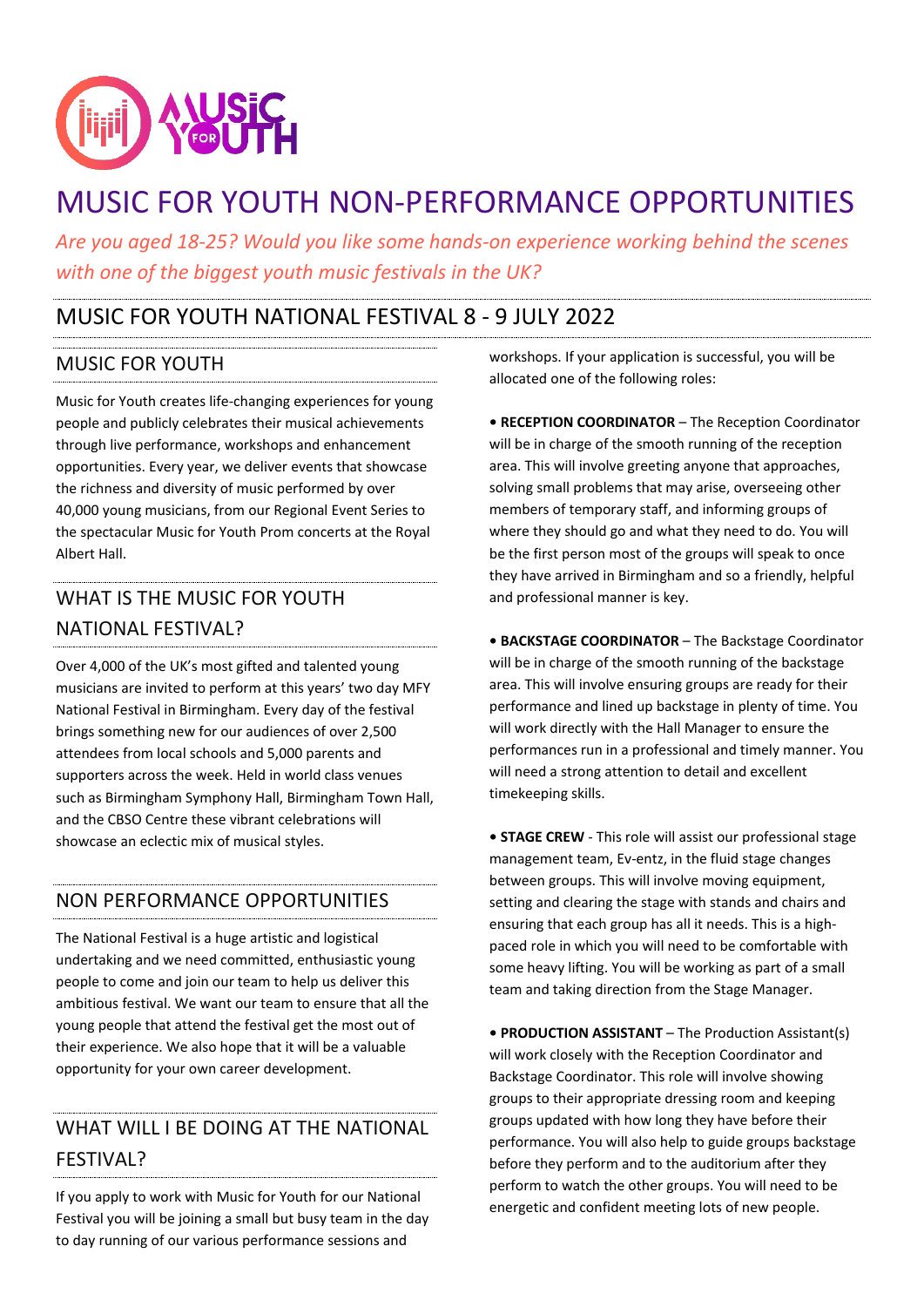# MUSIC FOR YOUTH NON-PERFORMANCE OPPORTUNITIES

*Are you aged 18-25? Would you like some hands-on experience working behind the scenes with one of the biggest youth music festivals in the UK?*

## MUSIC FOR YOUTH NATIONAL FESTIVAL 8 - 9 JULY 2022

### MUSIC FOR YOUTH

Music for Youth creates life-changing experiences for young people and publicly celebrates their musical achievements through live performance, workshops and enhancement opportunities. Every year, we deliver events that showcase the richness and diversity of music performed by over 40,000 young musicians, from our Regional Event Series to the spectacular Music for Youth Prom concerts at the Royal Albert Hall.

### WHAT IS THE MUSIC FOR YOUTH NATIONAL FESTIVAL?

Over 4,000 of the UK's most gifted and talented young musicians are invited to perform at this years' two day MFY National Festival in Birmingham. Every day of the festival brings something new for our audiences of over 2,500 attendees from local schools and 5,000 parents and supporters across the week. Held in world class venues such as Birmingham Symphony Hall, Birmingham Town Hall, and the CBSO Centre these vibrant celebrations will showcase an eclectic mix of musical styles.

### NON PERFORMANCE OPPORTUNITIES

The National Festival is a huge artistic and logistical undertaking and we need committed, enthusiastic young people to come and join our team to help us deliver this ambitious festival. We want our team to ensure that all the young people that attend the festival get the most out of their experience. We also hope that it will be a valuable opportunity for your own career development.

### WHAT WILL I BE DOING AT THE NATIONAL FESTIVAL?

If you apply to work with Music for Youth for our National Festival you will be joining a small but busy team in the day to day running of our various performance sessions and workshops. If your application is successful, you will be allocated one of the following roles:

- **RECEPTION COORDINATOR** – The Reception Coordinator will be in charge of the smooth running of the reception area. This will involve greeting anyone that approaches, solving small problems that may arise, overseeing other members of temporary staff, and informing groups of where they should go and what they need to do. You will be the first person most of the groups will speak to once they have arrived in Birmingham and so a friendly, helpful and professional manner is key.

- **BACKSTAGE COORDINATOR** – The Backstage Coordinator will be in charge of the smooth running of the backstage area. This will involve ensuring groups are ready for their performance and lined up backstage in plenty of time. You will work directly with the Hall Manager to ensure the performances run in a professional and timely manner. You will need a strong attention to detail and excellent timekeeping skills.

- **STAGE CREW** - This role will assist our professional stage management team, Ev-entz, in the fluid stage changes between groups. This will involve moving equipment, setting and clearing the stage with stands and chairs and ensuring that each group has all it needs. This is a high-paced role in which you will need to be comfortable with some heavy lifting. You will be working as part of a small team and taking direction from the Stage Manager.

- **PRODUCTION ASSISTANT** – The Production Assistant(s) will work closely with the Reception Coordinator and Backstage Coordinator. This role will involve showing groups to their appropriate dressing room and keeping groups updated with how long they have before their performance. You will also help to guide groups backstage before they perform and to the auditorium after they perform to watch the other groups. You will need to be energetic and confident meeting lots of new people.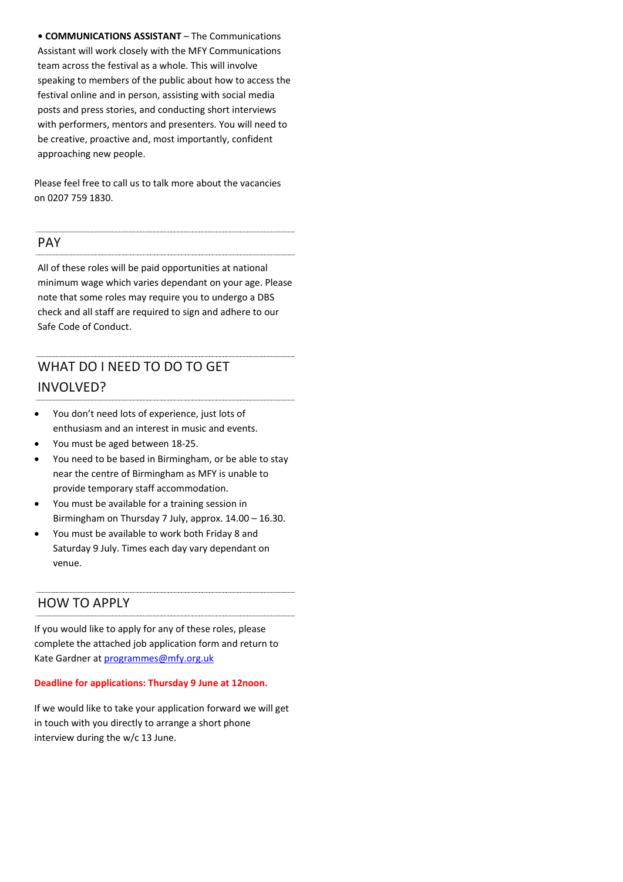• **COMMUNICATIONS ASSISTANT** – The Communications Assistant will work closely with the MFY Communications team across the festival as a whole. This will involve speaking to members of the public about how to access the festival online and in person, assisting with social media posts and press stories, and conducting short interviews with performers, mentors and presenters. You will need to be creative, proactive and, most importantly, confident approaching new people.

Please feel free to call us to talk more about the vacancies on 0207 759 1830.

## PAY

All of these roles will be paid opportunities at national minimum wage which varies dependant on your age. Please note that some roles may require you to undergo a DBS check and all staff are required to sign and adhere to our Safe Code of Conduct.

## WHAT DO I NEED TO DO TO GET INVOLVED?

- You don't need lots of experience, just lots of enthusiasm and an interest in music and events.
- You must be aged between 18-25.
- You need to be based in Birmingham, or be able to stay near the centre of Birmingham as MFY is unable to provide temporary staff accommodation.
- You must be available for a training session in Birmingham on Thursday 7 July, approx. 14.00 – 16.30.
- You must be available to work both Friday 8 and Saturday 9 July. Times each day vary dependant on venue.

## HOW TO APPLY

If you would like to apply for any of these roles, please complete the attached job application form and return to Kate Gardner at programmes@mfy.org.uk

**Deadline for applications: Thursday 9 June at 12noon.**

If we would like to take your application forward we will get in touch with you directly to arrange a short phone interview during the w/c 13 June.